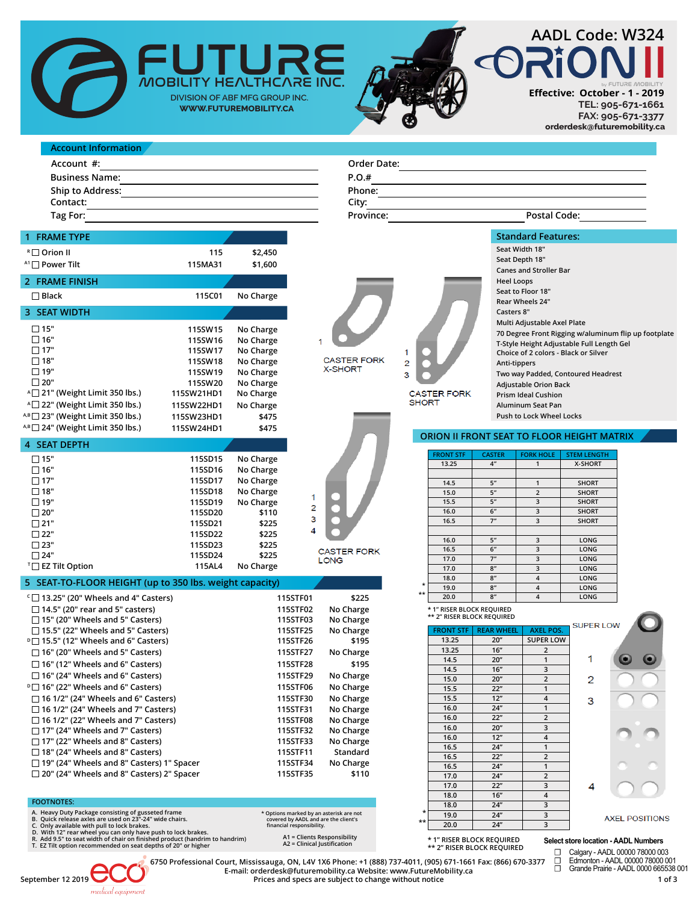# FUTURE MOBILITY HEALTHCARE INC.

DIVISION OF ABF MFG GROUP INC.
WWW.FUTUREMOBILITY.CA

**AADL Code: W324**

## ORION II

**Effective: October - 1 - 2019**
TEL: 905-671-1661
FAX: 905-671-3377
orderdesk@futuremobility.ca

## Account Information

Account #: ____________
Business Name: ____________
Ship to Address: ____________
Contact: ____________
Tag For: ____________

Order Date: ____________
P.O.# ____________
Phone: ____________
City: ____________
Province: ____________ Postal Code: ____________

## 1 FRAME TYPE

| | Item | Code | Price |
|---|---|---|---|
| R | ☐ Orion II | 115 | $2,450 |
| A1 | ☐ Power Tilt | 115MA31 | $1,600 |

## 2 FRAME FINISH

| Item | Code | Price |
|---|---|---|
| ☐ Black | 115C01 | No Charge |

## 3 SEAT WIDTH

| | Item | Code | Price |
|---|---|---|---|
| | ☐ 15" | 115SW15 | No Charge |
| | ☐ 16" | 115SW16 | No Charge |
| | ☐ 17" | 115SW17 | No Charge |
| | ☐ 18" | 115SW18 | No Charge |
| | ☐ 19" | 115SW19 | No Charge |
| | ☐ 20" | 115SW20 | No Charge |
| A | ☐ 21" (Weight Limit 350 lbs.) | 115SW21HD1 | No Charge |
| A | ☐ 22" (Weight Limit 350 lbs.) | 115SW22HD1 | No Charge |
| A,B | ☐ 23" (Weight Limit 350 lbs.) | 115SW23HD1 | $475 |
| A,B | ☐ 24" (Weight Limit 350 lbs.) | 115SW24HD1 | $475 |

## 4 SEAT DEPTH

| | Item | Code | Price |
|---|---|---|---|
| | ☐ 15" | 115SD15 | No Charge |
| | ☐ 16" | 115SD16 | No Charge |
| | ☐ 17" | 115SD17 | No Charge |
| | ☐ 18" | 115SD18 | No Charge |
| | ☐ 19" | 115SD19 | No Charge |
| | ☐ 20" | 115SD20 | $110 |
| | ☐ 21" | 115SD21 | $225 |
| | ☐ 22" | 115SD22 | $225 |
| | ☐ 23" | 115SD23 | $225 |
| | ☐ 24" | 115SD24 | $225 |
| T | ☐ EZ Tilt Option | 115AL4 | No Charge |

## 5 SEAT-TO-FLOOR HEIGHT (up to 350 lbs. weight capacity)

| | Item | Code | Price |
|---|---|---|---|
| C | ☐ 13.25" (20" Wheels and 4" Casters) | 115STF01 | $225 |
| | ☐ 14.5" (20" rear and 5" casters) | 115STF02 | No Charge |
| | ☐ 15" (20" Wheels and 5" Casters) | 115STF03 | No Charge |
| | ☐ 15.5" (22" Wheels and 5" Casters) | 115STF25 | No Charge |
| D | ☐ 15.5" (12" Wheels and 6" Casters) | 115STF26 | $195 |
| | ☐ 16" (20" Wheels and 5" Casters) | 115STF27 | No Charge |
| | ☐ 16" (12" Wheels and 6" Casters) | 115STF28 | $195 |
| | ☐ 16" (24" Wheels and 6" Casters) | 115STF29 | No Charge |
| D | ☐ 16" (22" Wheels and 6" Casters) | 115STF06 | No Charge |
| | ☐ 16 1/2" (24" Wheels and 6" Casters) | 115STF30 | No Charge |
| | ☐ 16 1/2" (24" Wheels and 7" Casters) | 115STF31 | No Charge |
| | ☐ 16 1/2" (22" Wheels and 7" Casters) | 115STF08 | No Charge |
| | ☐ 17" (24" Wheels and 7" Casters) | 115STF32 | No Charge |
| | ☐ 17" (22" Wheels and 8" Casters) | 115STF33 | No Charge |
| | ☐ 18" (24" Wheels and 8" Casters) | 115STF11 | Standard |
| | ☐ 19" (24" Wheels and 8" Casters) 1" Spacer | 115STF34 | No Charge |
| | ☐ 20" (24" Wheels and 8" Casters) 2" Spacer | 115STF35 | $110 |

CASTER FORK X-SHORT (1)

CASTER FORK SHORT (1, 2, 3)

CASTER FORK LONG (1, 2, 3, 4)

## Standard Features:

- Seat Width 18"
- Seat Depth 18"
- Canes and Stroller Bar
- Heel Loops
- Seat to Floor 18"
- Rear Wheels 24"
- Casters 8"
- Multi Adjustable Axel Plate
- 70 Degree Front Rigging w/aluminum flip up footplate
- T-Style Height Adjustable Full Length Gel
- Choice of 2 colors - Black or Silver
- Anti-tippers
- Two way Padded, Contoured Headrest
- Adjustable Orion Back
- Prism Ideal Cushion
- Aluminum Seat Pan
- Push to Lock Wheel Locks

## ORION II FRONT SEAT TO FLOOR HEIGHT MATRIX

| | FRONT STF | CASTER | FORK HOLE | STEM LENGTH |
|---|---|---|---|---|
| | 13.25 | 4" | 1 | X-SHORT |
| | | | | |
| | 14.5 | 5" | 1 | SHORT |
| | 15.0 | 5" | 2 | SHORT |
| | 15.5 | 5" | 3 | SHORT |
| | 16.0 | 6" | 3 | SHORT |
| | 16.5 | 7" | 3 | SHORT |
| | | | | |
| | 16.0 | 5" | 3 | LONG |
| | 16.5 | 6" | 3 | LONG |
| | 17.0 | 7" | 3 | LONG |
| | 17.0 | 8" | 3 | LONG |
| | 18.0 | 8" | 4 | LONG |
| * | 19.0 | 8" | 4 | LONG |
| ** | 20.0 | 8" | 4 | LONG |

\* 1" RISER BLOCK REQUIRED
\*\* 2" RISER BLOCK REQUIRED

| | FRONT STF | REAR WHEEL | AXEL POS. |
|---|---|---|---|
| | 13.25 | 20" | SUPER LOW |
| | 13.25 | 16" | 2 |
| | 14.5 | 20" | 1 |
| | 14.5 | 16" | 3 |
| | 15.0 | 20" | 2 |
| | 15.5 | 22" | 1 |
| | 15.5 | 12" | 4 |
| | 16.0 | 24" | 1 |
| | 16.0 | 22" | 2 |
| | 16.0 | 20" | 3 |
| | 16.0 | 12" | 4 |
| | 16.5 | 24" | 1 |
| | 16.5 | 22" | 2 |
| | 16.5 | 24" | 1 |
| | 17.0 | 24" | 2 |
| | 17.0 | 22" | 3 |
| | 18.0 | 16" | 4 |
| | 18.0 | 24" | 3 |
| * | 19.0 | 24" | 3 |
| ** | 20.0 | 24" | 3 |

\* 1" RISER BLOCK REQUIRED
\*\* 2" RISER BLOCK REQUIRED

SUPER LOW, 1, 2, 3, 4 — AXEL POSITIONS

## FOOTNOTES:

A. Heavy Duty Package consisting of gusseted frame
B. Quick release axles are used on 23"-24" wide chairs.
C. Only available with pull to lock brakes.
D. With 12" rear wheel you can only have push to lock brakes.
R. Add 9.5" to seat width of chair on finished product (handrim to handrim)
T. EZ Tilt option recommended on seat depths of 20" or higher

\* Options marked by an asterisk are not covered by AADL and are the client's financial responsibility.

A1 = Clients Responsibility
A2 = Clinical Justification

**Select store location - AADL Numbers**

- ☐ Calgary - AADL 00000 78000 003
- ☐ Edmonton - AADL 00000 78000 001
- ☐ Grande Prairie - AADL 0000 665538 001

6750 Professional Court, Mississauga, ON, L4V 1X6 Phone: +1 (888) 737-4011, (905) 671-1661 Fax: (866) 670-3377
E-mail: orderdesk@futuremobility.ca Website: www.FutureMobility.ca
Prices and specs are subject to change without notice

September 12 2019

eco medical equipment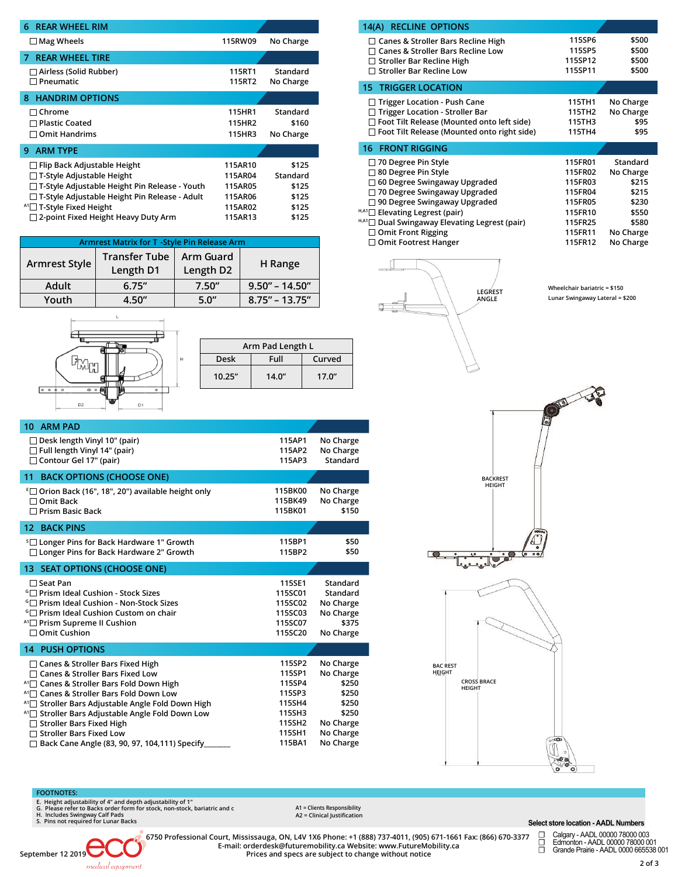## 6 REAR WHEEL RIM

| Option | Code | Price |
|---|---|---|
| ☐ Mag Wheels | 115RW09 | No Charge |

## 7 REAR WHEEL TIRE

| Option | Code | Price |
|---|---|---|
| ☐ Airless (Solid Rubber) | 115RT1 | Standard |
| ☐ Pneumatic | 115RT2 | No Charge |

## 8 HANDRIM OPTIONS

| Option | Code | Price |
|---|---|---|
| ☐ Chrome | 115HR1 | Standard |
| ☐ Plastic Coated | 115HR2 | $160 |
| ☐ Omit Handrims | 115HR3 | No Charge |

## 9 ARM TYPE

| Option | Code | Price |
|---|---|---|
| ☐ Flip Back Adjustable Height | 115AR10 | $125 |
| ☐ T-Style Adjustable Height | 115AR04 | Standard |
| ☐ T-Style Adjustable Height Pin Release - Youth | 115AR05 | $125 |
| ☐ T-Style Adjustable Height Pin Release - Adult | 115AR06 | $125 |
| [A1] ☐ T-Style Fixed Height | 115AR02 | $125 |
| ☐ 2-point Fixed Height Heavy Duty Arm | 115AR13 | $125 |

**Armrest Matrix for T -Style Pin Release Arm**

| Armrest Style | Transfer Tube Length D1 | Arm Guard Length D2 | H Range |
|---|---|---|---|
| Adult | 6.75" | 7.50" | 9.50" – 14.50" |
| Youth | 4.50" | 5.0" | 8.75" – 13.75" |

L, H, D2, D1

**Arm Pad Length L**

| Desk | Full | Curved |
|---|---|---|
| 10.25" | 14.0" | 17.0" |

## 10 ARM PAD

| Option | Code | Price |
|---|---|---|
| ☐ Desk length Vinyl 10" (pair) | 115AP1 | No Charge |
| ☐ Full length Vinyl 14" (pair) | 115AP2 | No Charge |
| ☐ Contour Gel 17" (pair) | 115AP3 | Standard |

## 11 BACK OPTIONS (CHOOSE ONE)

| Option | Code | Price |
|---|---|---|
| [E] ☐ Orion Back (16", 18", 20") available height only | 115BK00 | No Charge |
| ☐ Omit Back | 115BK49 | No Charge |
| ☐ Prism Basic Back | 115BK01 | $150 |

## 12 BACK PINS

| Option | Code | Price |
|---|---|---|
| [S] ☐ Longer Pins for Back Hardware 1" Growth | 115BP1 | $50 |
| ☐ Longer Pins for Back Hardware 2" Growth | 115BP2 | $50 |

## 13 SEAT OPTIONS (CHOOSE ONE)

| Option | Code | Price |
|---|---|---|
| ☐ Seat Pan | 115SE1 | Standard |
| [G] ☐ Prism Ideal Cushion - Stock Sizes | 115SC01 | Standard |
| [G] ☐ Prism Ideal Cushion - Non-Stock Sizes | 115SC02 | No Charge |
| [G] ☐ Prism Ideal Cushion Custom on chair | 115SC03 | No Charge |
| [A1] ☐ Prism Supreme II Cushion | 115SC07 | $375 |
| ☐ Omit Cushion | 115SC20 | No Charge |

## 14 PUSH OPTIONS

| Option | Code | Price |
|---|---|---|
| ☐ Canes & Stroller Bars Fixed High | 115SP2 | No Charge |
| ☐ Canes & Stroller Bars Fixed Low | 115SP1 | No Charge |
| [A1] ☐ Canes & Stroller Bars Fold Down High | 115SP4 | $250 |
| [A1] ☐ Canes & Stroller Bars Fold Down Low | 115SP3 | $250 |
| [A1] ☐ Stroller Bars Adjustable Angle Fold Down High | 115SH4 | $250 |
| [A1] ☐ Stroller Bars Adjustable Angle Fold Down Low | 115SH3 | $250 |
| ☐ Stroller Bars Fixed High | 115SH2 | No Charge |
| ☐ Stroller Bars Fixed Low | 115SH1 | No Charge |
| ☐ Back Cane Angle (83, 90, 97, 104,111) Specify_______ | 115BA1 | No Charge |

## 14(A) RECLINE OPTIONS

| Option | Code | Price |
|---|---|---|
| ☐ Canes & Stroller Bars Recline High | 115SP6 | $500 |
| ☐ Canes & Stroller Bars Recline Low | 115SP5 | $500 |
| ☐ Stroller Bar Recline High | 115SP12 | $500 |
| ☐ Stroller Bar Recline Low | 115SP11 | $500 |

## 15 TRIGGER LOCATION

| Option | Code | Price |
|---|---|---|
| ☐ Trigger Location - Push Cane | 115TH1 | No Charge |
| ☐ Trigger Location - Stroller Bar | 115TH2 | No Charge |
| ☐ Foot Tilt Release (Mounted onto left side) | 115TH3 | $95 |
| ☐ Foot Tilt Release (Mounted onto right side) | 115TH4 | $95 |

## 16 FRONT RIGGING

| Option | Code | Price |
|---|---|---|
| ☐ 70 Degree Pin Style | 115FR01 | Standard |
| ☐ 80 Degree Pin Style | 115FR02 | No Charge |
| ☐ 60 Degree Swingaway Upgraded | 115FR03 | $215 |
| ☐ 70 Degree Swingaway Upgraded | 115FR04 | $215 |
| ☐ 90 Degree Swingaway Upgraded | 115FR05 | $230 |
| [H,A1] ☐ Elevating Legrest (pair) | 115FR10 | $550 |
| [H,A1] ☐ Dual Swingaway Elevating Legrest (pair) | 115FR25 | $580 |
| ☐ Omit Front Rigging | 115FR11 | No Charge |
| ☐ Omit Footrest Hanger | 115FR12 | No Charge |

LEGREST ANGLE

Wheelchair bariatric = $150
Lunar Swingaway Lateral = $200

BACKREST HEIGHT

BAC REST HEIGHT

CROSS BRACE HEIGHT

**FOOTNOTES:**

E. Height adjustability of 4" and depth adjustability of 1"
G. Please refer to Backs order form for stock, non-stock, bariatric and c
H. Includes Swingway Calf Pads
S. Pins not required for Lunar Backs

A1 = Clients Responsibility
A2 = Clinical Justification

**Select store location - AADL Numbers**

☐ Calgary - AADL 00000 78000 003
☐ Edmonton - AADL 00000 78000 001
☐ Grande Prairie - AADL 0000 665538 001

September 12 2019

eco medical equipment

6750 Professional Court, Mississauga, ON, L4V 1X6 Phone: +1 (888) 737-4011, (905) 671-1661 Fax: (866) 670-3377
E-mail: orderdesk@futuremobility.ca Website: www.FutureMobility.ca
Prices and specs are subject to change without notice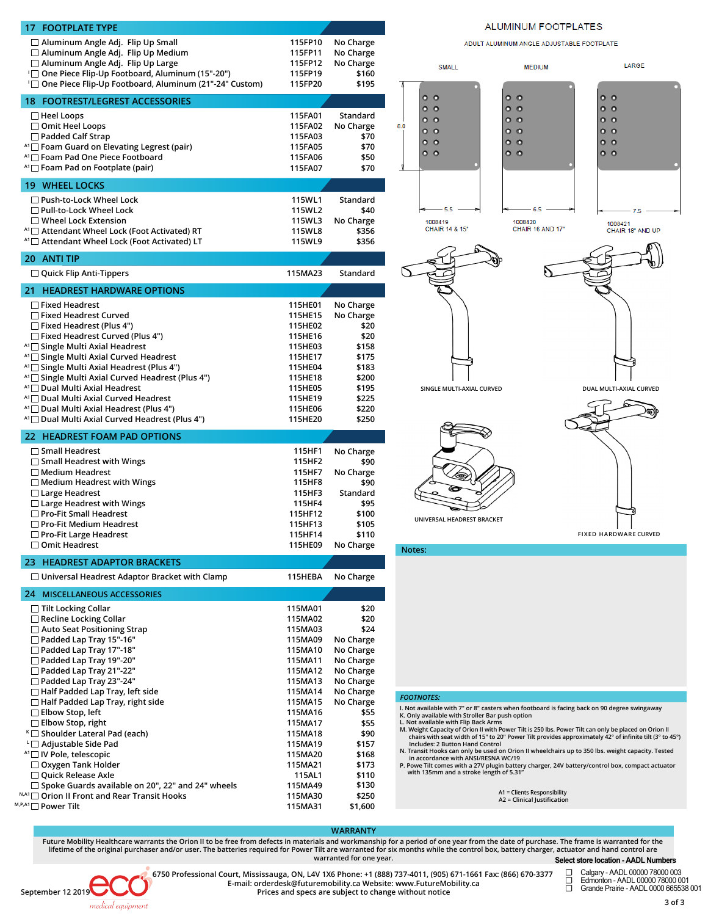## 17 FOOTPLATE TYPE

| | | |
|---|---|---|
| ☐ Aluminum Angle Adj. Flip Up Small | 115FP10 | No Charge |
| ☐ Aluminum Angle Adj. Flip Up Medium | 115FP11 | No Charge |
| ☐ Aluminum Angle Adj. Flip Up Large | 115FP12 | No Charge |
| I ☐ One Piece Flip-Up Footboard, Aluminum (15"-20") | 115FP19 | $160 |
| I ☐ One Piece Flip-Up Footboard, Aluminum (21"-24" Custom) | 115FP20 | $195 |

## 18 FOOTREST/LEGREST ACCESSORIES

| | | |
|---|---|---|
| ☐ Heel Loops | 115FA01 | Standard |
| ☐ Omit Heel Loops | 115FA02 | No Charge |
| ☐ Padded Calf Strap | 115FA03 | $70 |
| A1 ☐ Foam Guard on Elevating Legrest (pair) | 115FA05 | $70 |
| A1 ☐ Foam Pad One Piece Footboard | 115FA06 | $50 |
| A1 ☐ Foam Pad on Footplate (pair) | 115FA07 | $70 |

## 19 WHEEL LOCKS

| | | |
|---|---|---|
| ☐ Push-to-Lock Wheel Lock | 115WL1 | Standard |
| ☐ Pull-to-Lock Wheel Lock | 115WL2 | $40 |
| ☐ Wheel Lock Extension | 115WL3 | No Charge |
| A1 ☐ Attendant Wheel Lock (Foot Activated) RT | 115WL8 | $356 |
| A1 ☐ Attendant Wheel Lock (Foot Activated) LT | 115WL9 | $356 |

## 20 ANTI TIP

| | | |
|---|---|---|
| ☐ Quick Flip Anti-Tippers | 115MA23 | Standard |

## 21 HEADREST HARDWARE OPTIONS

| | | |
|---|---|---|
| ☐ Fixed Headrest | 115HE01 | No Charge |
| ☐ Fixed Headrest Curved | 115HE15 | No Charge |
| ☐ Fixed Headrest (Plus 4") | 115HE02 | $20 |
| ☐ Fixed Headrest Curved (Plus 4") | 115HE16 | $20 |
| A1 ☐ Single Multi Axial Headrest | 115HE03 | $158 |
| A1 ☐ Single Multi Axial Curved Headrest | 115HE17 | $175 |
| A1 ☐ Single Multi Axial Headrest (Plus 4") | 115HE04 | $183 |
| A1 ☐ Single Multi Axial Curved Headrest (Plus 4") | 115HE18 | $200 |
| A1 ☐ Dual Multi Axial Headrest | 115HE05 | $195 |
| A1 ☐ Dual Multi Axial Curved Headrest | 115HE19 | $225 |
| A1 ☐ Dual Multi Axial Headrest (Plus 4") | 115HE06 | $220 |
| A1 ☐ Dual Multi Axial Curved Headrest (Plus 4") | 115HE20 | $250 |

## 22 HEADREST FOAM PAD OPTIONS

| | | |
|---|---|---|
| ☐ Small Headrest | 115HF1 | No Charge |
| ☐ Small Headrest with Wings | 115HF2 | $90 |
| ☐ Medium Headrest | 115HF7 | No Charge |
| ☐ Medium Headrest with Wings | 115HF8 | $90 |
| ☐ Large Headrest | 115HF3 | Standard |
| ☐ Large Headrest with Wings | 115HF4 | $95 |
| ☐ Pro-Fit Small Headrest | 115HF12 | $100 |
| ☐ Pro-Fit Medium Headrest | 115HF13 | $105 |
| ☐ Pro-Fit Large Headrest | 115HF14 | $110 |
| ☐ Omit Headrest | 115HE09 | No Charge |

## 23 HEADREST ADAPTOR BRACKETS

| | | |
|---|---|---|
| ☐ Universal Headrest Adaptor Bracket with Clamp | 115HEBA | No Charge |

## 24 MISCELLANEOUS ACCESSORIES

| | | |
|---|---|---|
| ☐ Tilt Locking Collar | 115MA01 | $20 |
| ☐ Recline Locking Collar | 115MA02 | $20 |
| ☐ Auto Seat Positioning Strap | 115MA03 | $24 |
| ☐ Padded Lap Tray 15"-16" | 115MA09 | No Charge |
| ☐ Padded Lap Tray 17"-18" | 115MA10 | No Charge |
| ☐ Padded Lap Tray 19"-20" | 115MA11 | No Charge |
| ☐ Padded Lap Tray 21"-22" | 115MA12 | No Charge |
| ☐ Padded Lap Tray 23"-24" | 115MA13 | No Charge |
| ☐ Half Padded Lap Tray, left side | 115MA14 | No Charge |
| ☐ Half Padded Lap Tray, right side | 115MA15 | No Charge |
| ☐ Elbow Stop, left | 115MA16 | $55 |
| ☐ Elbow Stop, right | 115MA17 | $55 |
| K ☐ Shoulder Lateral Pad (each) | 115MA18 | $90 |
| L ☐ Adjustable Side Pad | 115MA19 | $157 |
| A1 ☐ IV Pole, telescopic | 115MA20 | $168 |
| ☐ Oxygen Tank Holder | 115MA21 | $173 |
| ☐ Quick Release Axle | 115AL1 | $110 |
| ☐ Spoke Guards available on 20", 22" and 24" wheels | 115MA49 | $130 |
| N,A1 ☐ Orion II Front and Rear Transit Hooks | 115MA30 | $250 |
| M,P,A1 ☐ Power Tilt | 115MA31 | $1,600 |

ALUMINUM FOOTPLATES

ADULT ALUMINUM ANGLE ADJUSTABLE FOOTPLATE

SMALL — 5.5 — 1008419 CHAIR 14 & 15"

MEDIUM — 6.5 — 1008420 CHAIR 16 AND 17"

LARGE — 7.5 — 1008421 CHAIR 18" AND UP

6.0

SINGLE MULTI-AXIAL CURVED

DUAL MULTI-AXIAL CURVED

UNIVERSAL HEADREST BRACKET

FIXED HARDWARE CURVED

**Notes:**

***FOOTNOTES:***

I. Not available with 7" or 8" casters when footboard is facing back on 90 degree swingaway
K. Only available with Stroller Bar push option
L. Not available with Flip Back Arms
M. Weight Capacity of Orion II with Power Tilt is 250 lbs. Power Tilt can only be placed on Orion II chairs with seat width of 15" to 20" Power Tilt provides approximately 42° of infinite tilt (3° to 45°) Includes: 2 Button Hand Control
N. Transit Hooks can only be used on Orion II wheelchairs up to 350 lbs. weight capacity. Tested in accordance with ANSI/RESNA WC/19
P. Powe Tilt comes with a 27V plugin battery charger, 24V battery/control box, compact actuator with 135mm and a stroke length of 5.31"

A1 = Clients Responsibility
A2 = Clinical Justification

**WARRANTY**

Future Mobility Healthcare warrants the Orion II to be free from defects in materials and workmanship for a period of one year from the date of purchase. The frame is warranted for the lifetime of the original purchaser and/or user. The batteries required for Power Tilt are warranted for six months while the control box, battery charger, actuator and hand control are warranted for one year.

**Select store location - AADL Numbers**

☐ Calgary - AADL 00000 78000 003
☐ Edmonton - AADL 00000 78000 001
☐ Grande Prairie - AADL 0000 665538 001

September 12 2019

eco medical equipment

6750 Professional Court, Mississauga, ON, L4V 1X6 Phone: +1 (888) 737-4011, (905) 671-1661 Fax: (866) 670-3377
E-mail: orderdesk@futuremobility.ca Website: www.FutureMobility.ca
Prices and specs are subject to change without notice